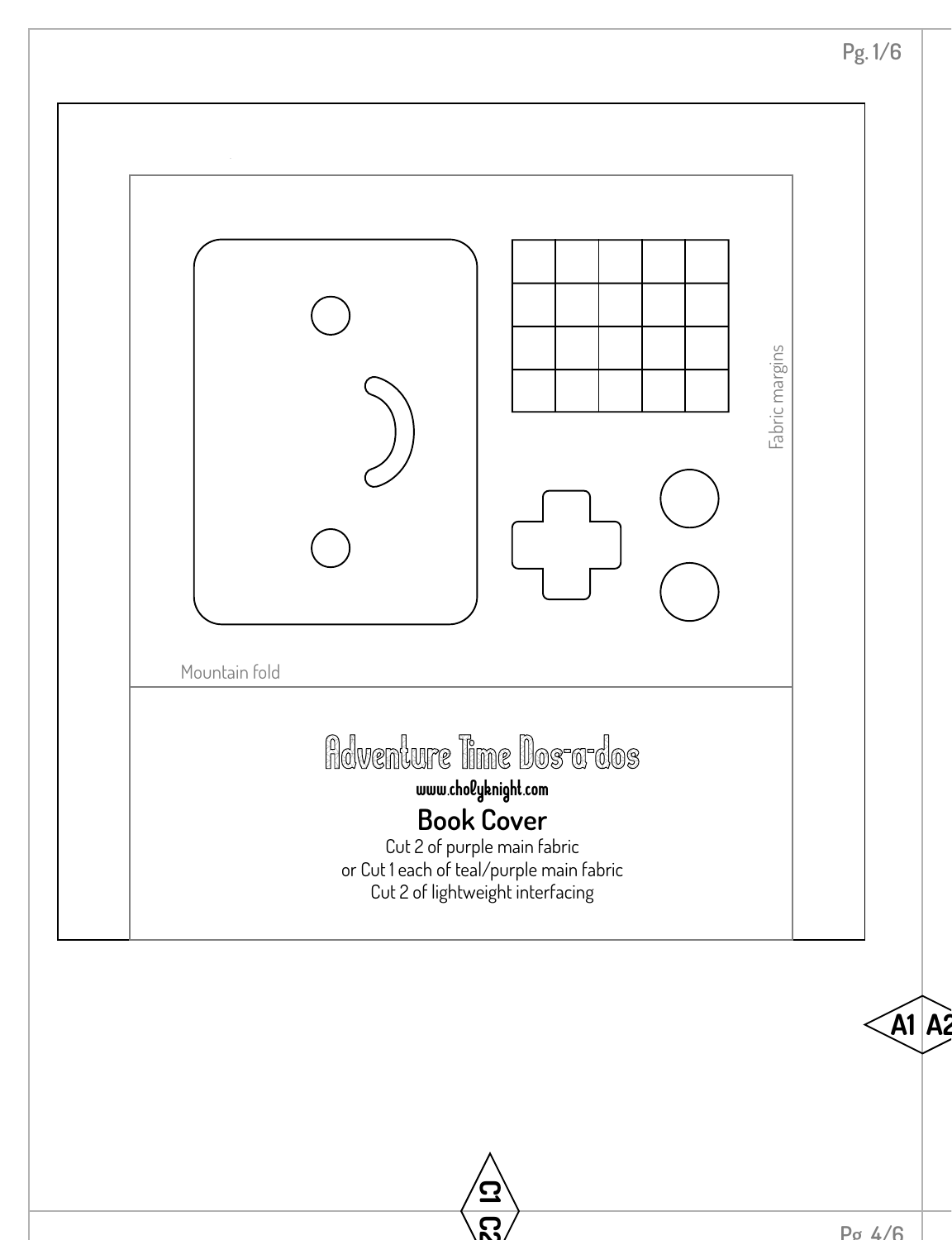Fabric margins

Mountain fold

# Adventure Time Dos-a-dos

**www.cholyknight.com**

## Book Cover

Cut 2 of purple main fabric
or Cut 1 each of teal/purple main fabric
Cut 2 of lightweight interfacing

A1 A2

C1 C2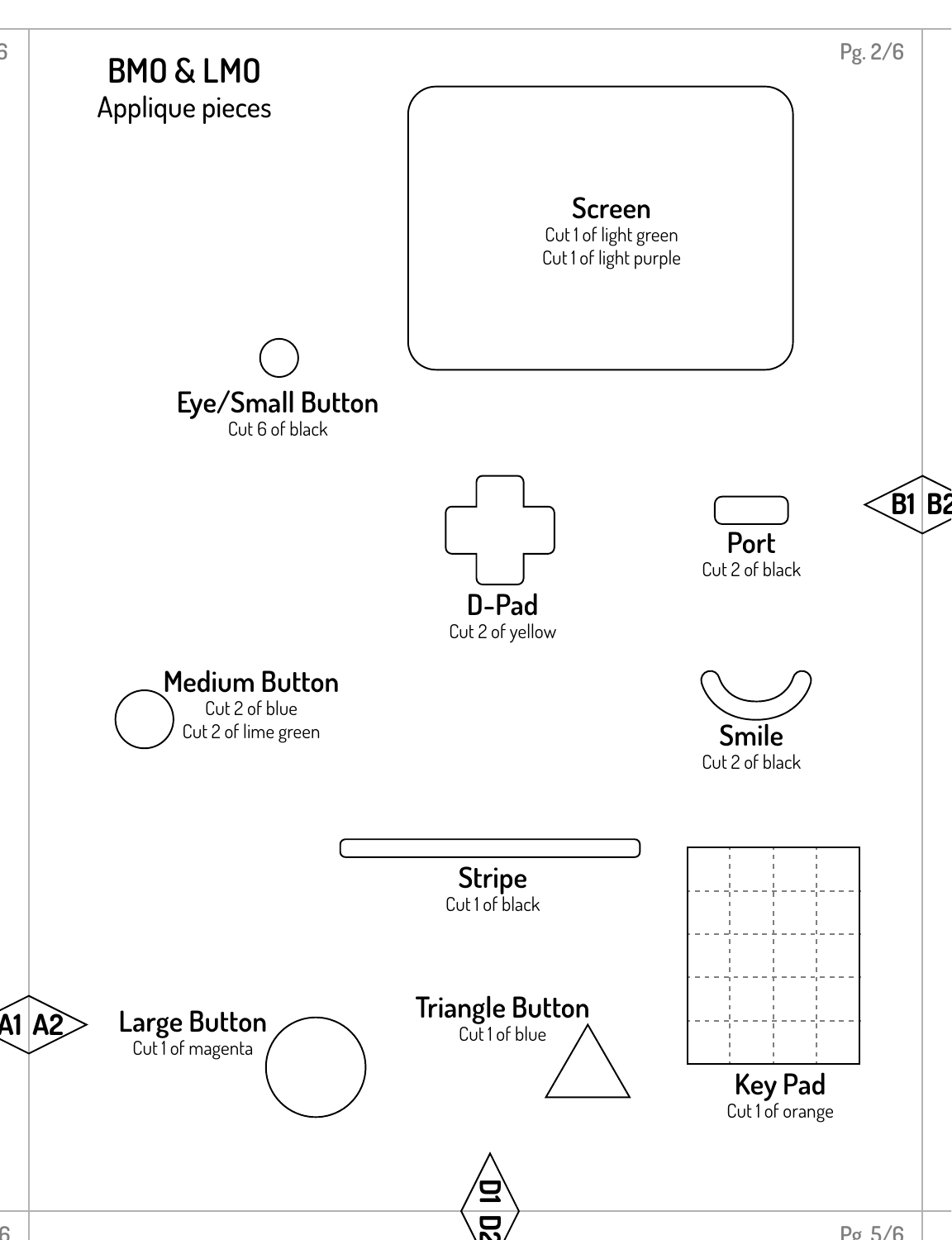# BMO & LMO

Applique pieces

**Screen**
Cut 1 of light green
Cut 1 of light purple

**Eye/Small Button**
Cut 6 of black

**D-Pad**
Cut 2 of yellow

**Port**
Cut 2 of black

B1 B2

**Medium Button**
Cut 2 of blue
Cut 2 of lime green

**Smile**
Cut 2 of black

**Stripe**
Cut 1 of black

**Key Pad**
Cut 1 of orange

A1 A2

**Large Button**
Cut 1 of magenta

**Triangle Button**
Cut 1 of blue

D1 D2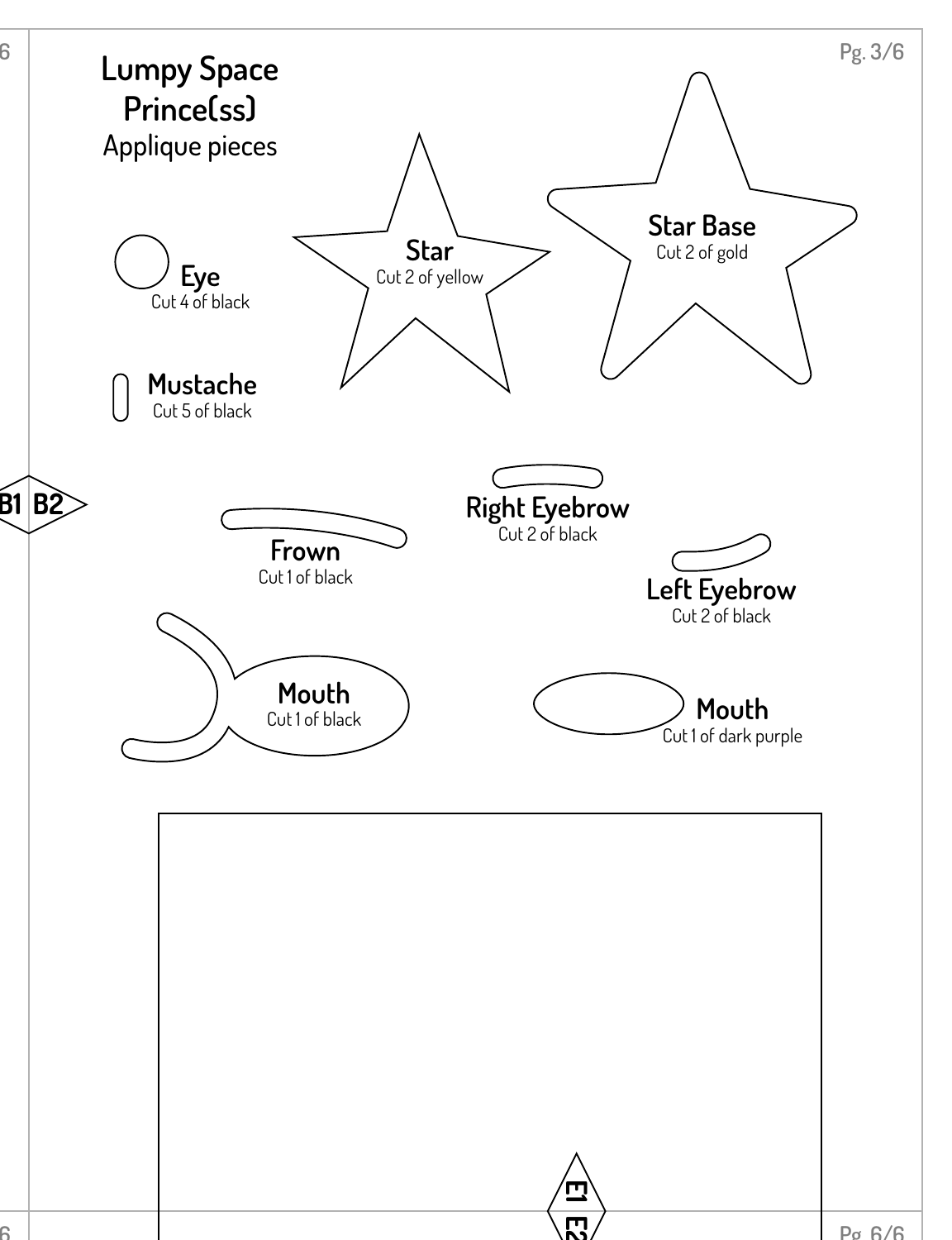# Lumpy Space Prince(ss)

Applique pieces

**Eye**
Cut 4 of black

**Star**
Cut 2 of yellow

**Star Base**
Cut 2 of gold

**Mustache**
Cut 5 of black

B1 B2

**Right Eyebrow**
Cut 2 of black

**Frown**
Cut 1 of black

**Left Eyebrow**
Cut 2 of black

**Mouth**
Cut 1 of black

**Mouth**
Cut 1 of dark purple

E1 E2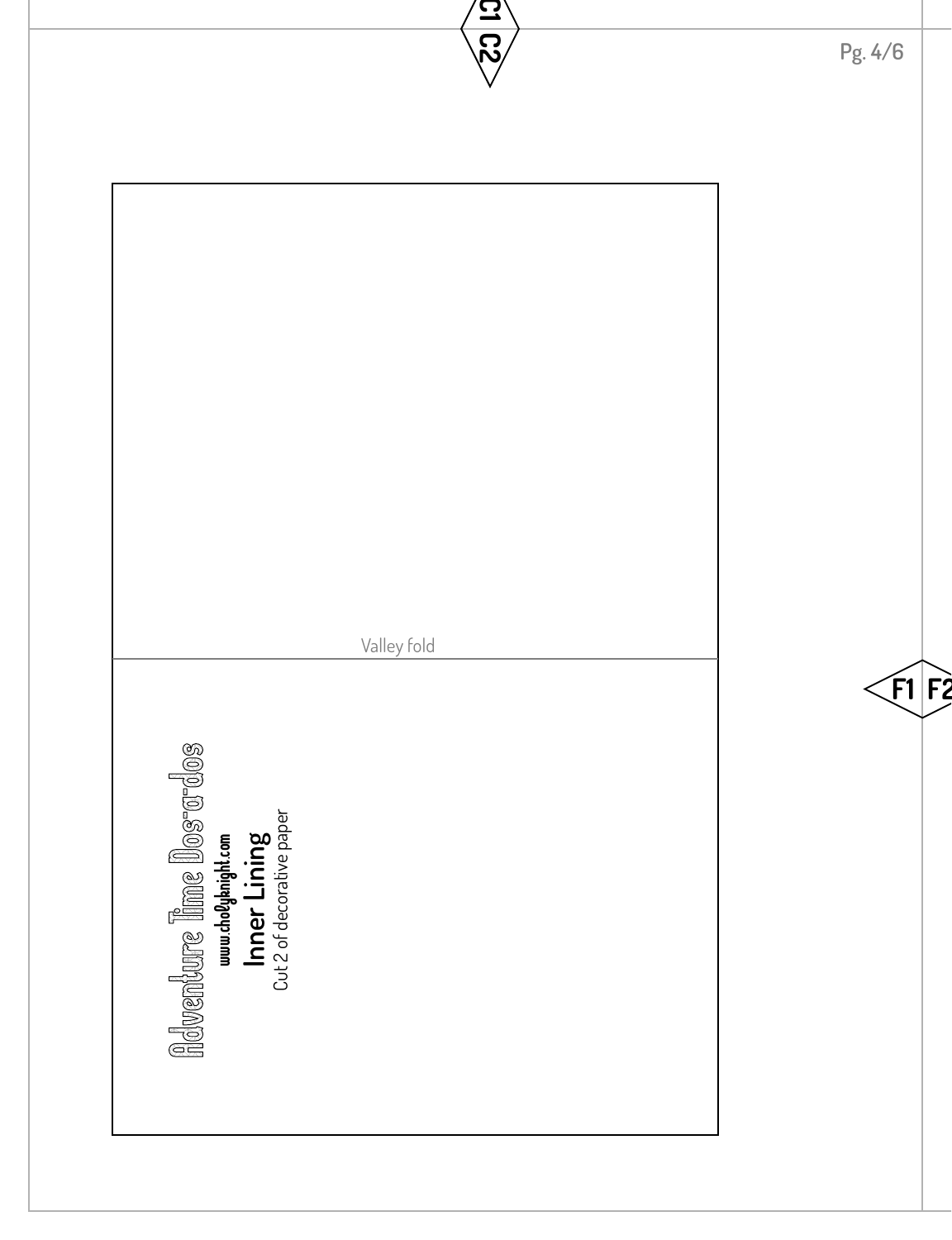C1 C2

F1 F2

Valley fold

Adventure Time Dos-a-dos

www.cholyknight.com

**Inner Lining**

Cut 2 of decorative paper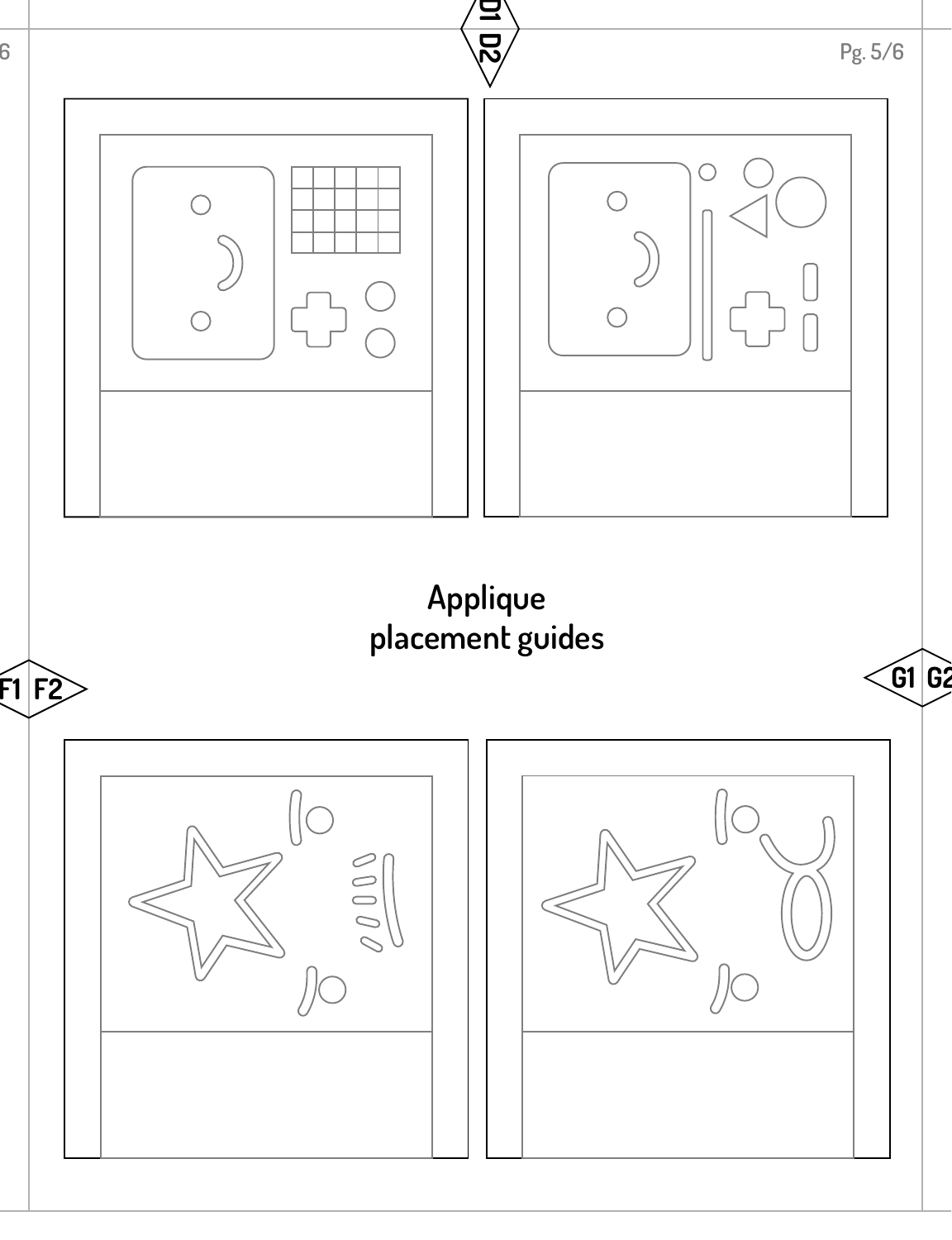D1 D2

Applique
placement guides

F1 F2

G1 G2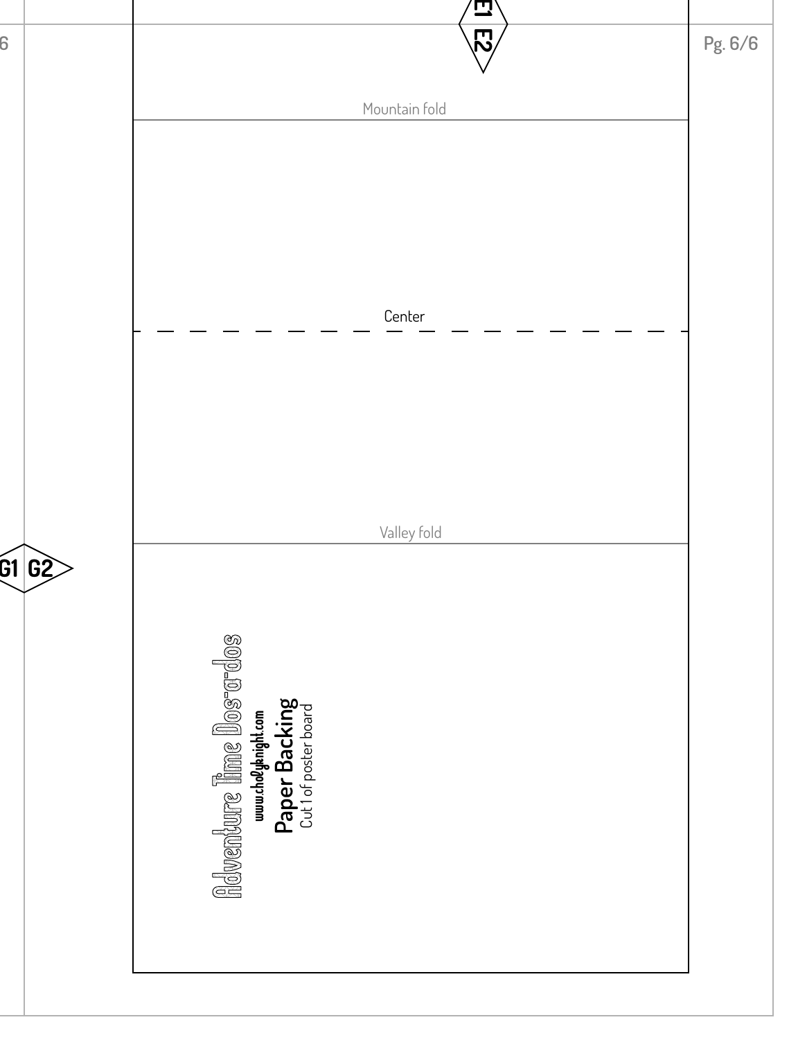E1 E2

Mountain fold

Center

Valley fold

G1 G2

Adventure Time Dos-a-dos

www.cholyknight.com

**Paper Backing**

Cut 1 of poster board